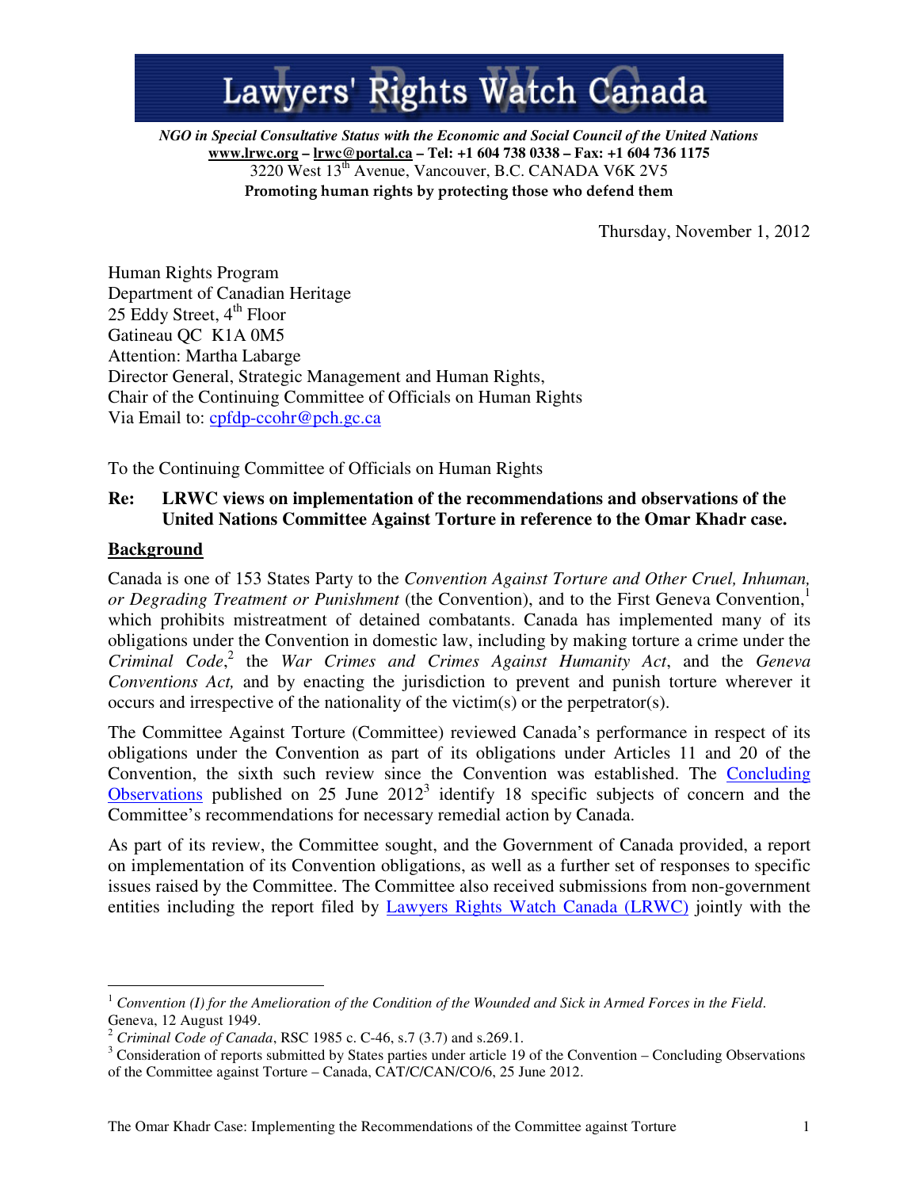# Lawyers' Rights Watch Canada

*NGO in Special Consultative Status with the Economic and Social Council of the United Nations*
**www.lrwc.org – lrwc@portal.ca – Tel: +1 604 738 0338 – Fax: +1 604 736 1175**
3220 West 13th Avenue, Vancouver, B.C. CANADA V6K 2V5
**Promoting human rights by protecting those who defend them**

Thursday, November 1, 2012

Human Rights Program
Department of Canadian Heritage
25 Eddy Street, 4th Floor
Gatineau QC K1A 0M5
Attention: Martha Labarge
Director General, Strategic Management and Human Rights,
Chair of the Continuing Committee of Officials on Human Rights
Via Email to: cpfdp-ccohr@pch.gc.ca

To the Continuing Committee of Officials on Human Rights

**Re: LRWC views on implementation of the recommendations and observations of the United Nations Committee Against Torture in reference to the Omar Khadr case.**

## Background

Canada is one of 153 States Party to the *Convention Against Torture and Other Cruel, Inhuman, or Degrading Treatment or Punishment* (the Convention), and to the First Geneva Convention,[1] which prohibits mistreatment of detained combatants. Canada has implemented many of its obligations under the Convention in domestic law, including by making torture a crime under the *Criminal Code*,[2] the *War Crimes and Crimes Against Humanity Act*, and the *Geneva Conventions Act,* and by enacting the jurisdiction to prevent and punish torture wherever it occurs and irrespective of the nationality of the victim(s) or the perpetrator(s).

The Committee Against Torture (Committee) reviewed Canada's performance in respect of its obligations under the Convention as part of its obligations under Articles 11 and 20 of the Convention, the sixth such review since the Convention was established. The Concluding Observations published on 25 June 2012[3] identify 18 specific subjects of concern and the Committee's recommendations for necessary remedial action by Canada.

As part of its review, the Committee sought, and the Government of Canada provided, a report on implementation of its Convention obligations, as well as a further set of responses to specific issues raised by the Committee. The Committee also received submissions from non-government entities including the report filed by Lawyers Rights Watch Canada (LRWC) jointly with the

---

[1] *Convention (I) for the Amelioration of the Condition of the Wounded and Sick in Armed Forces in the Field*. Geneva, 12 August 1949.

[2] *Criminal Code of Canada*, RSC 1985 c. C-46, s.7 (3.7) and s.269.1.

[3] Consideration of reports submitted by States parties under article 19 of the Convention – Concluding Observations of the Committee against Torture – Canada, CAT/C/CAN/CO/6, 25 June 2012.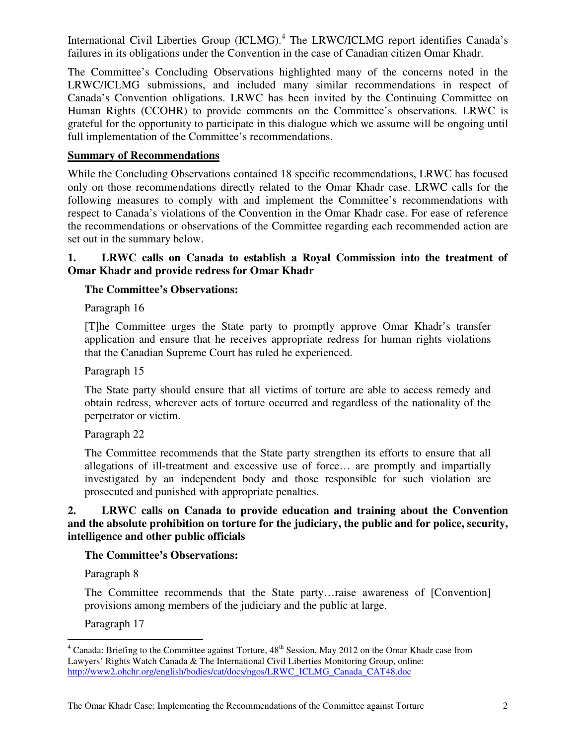International Civil Liberties Group (ICLMG).[4] The LRWC/ICLMG report identifies Canada's failures in its obligations under the Convention in the case of Canadian citizen Omar Khadr.

The Committee's Concluding Observations highlighted many of the concerns noted in the LRWC/ICLMG submissions, and included many similar recommendations in respect of Canada's Convention obligations. LRWC has been invited by the Continuing Committee on Human Rights (CCOHR) to provide comments on the Committee's observations. LRWC is grateful for the opportunity to participate in this dialogue which we assume will be ongoing until full implementation of the Committee's recommendations.

## Summary of Recommendations

While the Concluding Observations contained 18 specific recommendations, LRWC has focused only on those recommendations directly related to the Omar Khadr case. LRWC calls for the following measures to comply with and implement the Committee's recommendations with respect to Canada's violations of the Convention in the Omar Khadr case. For ease of reference the recommendations or observations of the Committee regarding each recommended action are set out in the summary below.

### 1. LRWC calls on Canada to establish a Royal Commission into the treatment of Omar Khadr and provide redress for Omar Khadr

**The Committee's Observations:**

Paragraph 16

[T]he Committee urges the State party to promptly approve Omar Khadr's transfer application and ensure that he receives appropriate redress for human rights violations that the Canadian Supreme Court has ruled he experienced.

Paragraph 15

The State party should ensure that all victims of torture are able to access remedy and obtain redress, wherever acts of torture occurred and regardless of the nationality of the perpetrator or victim.

Paragraph 22

The Committee recommends that the State party strengthen its efforts to ensure that all allegations of ill-treatment and excessive use of force… are promptly and impartially investigated by an independent body and those responsible for such violation are prosecuted and punished with appropriate penalties.

### 2. LRWC calls on Canada to provide education and training about the Convention and the absolute prohibition on torture for the judiciary, the public and for police, security, intelligence and other public officials

**The Committee's Observations:**

Paragraph 8

The Committee recommends that the State party…raise awareness of [Convention] provisions among members of the judiciary and the public at large.

Paragraph 17

---

[4] Canada: Briefing to the Committee against Torture, 48th Session, May 2012 on the Omar Khadr case from Lawyers' Rights Watch Canada & The International Civil Liberties Monitoring Group, online: http://www2.ohchr.org/english/bodies/cat/docs/ngos/LRWC_ICLMG_Canada_CAT48.doc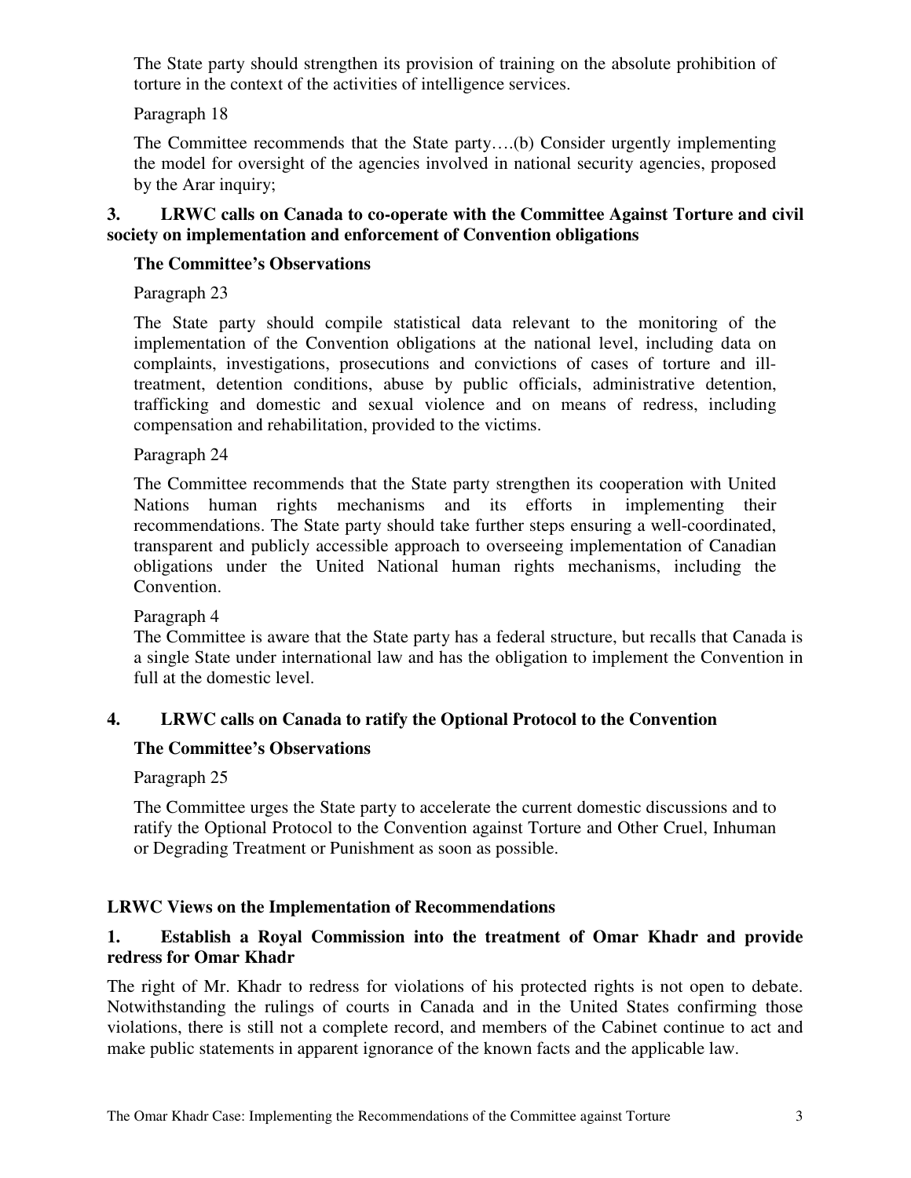The State party should strengthen its provision of training on the absolute prohibition of torture in the context of the activities of intelligence services.

Paragraph 18

The Committee recommends that the State party….(b) Consider urgently implementing the model for oversight of the agencies involved in national security agencies, proposed by the Arar inquiry;

### 3. LRWC calls on Canada to co-operate with the Committee Against Torture and civil society on implementation and enforcement of Convention obligations

**The Committee's Observations**

Paragraph 23

The State party should compile statistical data relevant to the monitoring of the implementation of the Convention obligations at the national level, including data on complaints, investigations, prosecutions and convictions of cases of torture and ill-treatment, detention conditions, abuse by public officials, administrative detention, trafficking and domestic and sexual violence and on means of redress, including compensation and rehabilitation, provided to the victims.

Paragraph 24

The Committee recommends that the State party strengthen its cooperation with United Nations human rights mechanisms and its efforts in implementing their recommendations. The State party should take further steps ensuring a well-coordinated, transparent and publicly accessible approach to overseeing implementation of Canadian obligations under the United National human rights mechanisms, including the Convention.

Paragraph 4

The Committee is aware that the State party has a federal structure, but recalls that Canada is a single State under international law and has the obligation to implement the Convention in full at the domestic level.

### 4. LRWC calls on Canada to ratify the Optional Protocol to the Convention

**The Committee's Observations**

Paragraph 25

The Committee urges the State party to accelerate the current domestic discussions and to ratify the Optional Protocol to the Convention against Torture and Other Cruel, Inhuman or Degrading Treatment or Punishment as soon as possible.

## LRWC Views on the Implementation of Recommendations

### 1. Establish a Royal Commission into the treatment of Omar Khadr and provide redress for Omar Khadr

The right of Mr. Khadr to redress for violations of his protected rights is not open to debate. Notwithstanding the rulings of courts in Canada and in the United States confirming those violations, there is still not a complete record, and members of the Cabinet continue to act and make public statements in apparent ignorance of the known facts and the applicable law.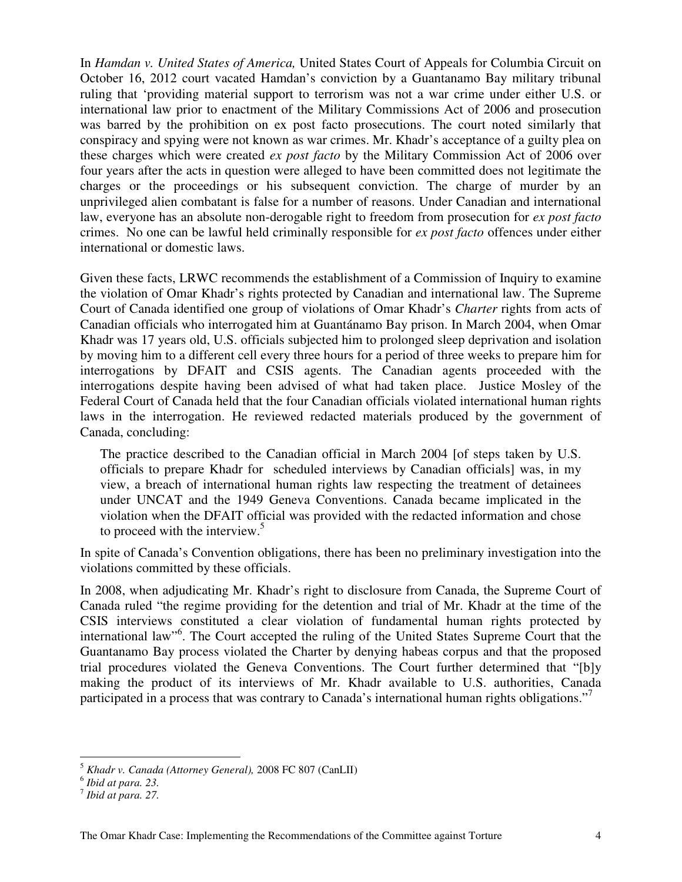In *Hamdan v. United States of America,* United States Court of Appeals for Columbia Circuit on October 16, 2012 court vacated Hamdan's conviction by a Guantanamo Bay military tribunal ruling that 'providing material support to terrorism was not a war crime under either U.S. or international law prior to enactment of the Military Commissions Act of 2006 and prosecution was barred by the prohibition on ex post facto prosecutions. The court noted similarly that conspiracy and spying were not known as war crimes. Mr. Khadr's acceptance of a guilty plea on these charges which were created *ex post facto* by the Military Commission Act of 2006 over four years after the acts in question were alleged to have been committed does not legitimate the charges or the proceedings or his subsequent conviction. The charge of murder by an unprivileged alien combatant is false for a number of reasons. Under Canadian and international law, everyone has an absolute non-derogable right to freedom from prosecution for *ex post facto* crimes. No one can be lawful held criminally responsible for *ex post facto* offences under either international or domestic laws.

Given these facts, LRWC recommends the establishment of a Commission of Inquiry to examine the violation of Omar Khadr's rights protected by Canadian and international law. The Supreme Court of Canada identified one group of violations of Omar Khadr's *Charter* rights from acts of Canadian officials who interrogated him at Guantánamo Bay prison. In March 2004, when Omar Khadr was 17 years old, U.S. officials subjected him to prolonged sleep deprivation and isolation by moving him to a different cell every three hours for a period of three weeks to prepare him for interrogations by DFAIT and CSIS agents. The Canadian agents proceeded with the interrogations despite having been advised of what had taken place. Justice Mosley of the Federal Court of Canada held that the four Canadian officials violated international human rights laws in the interrogation. He reviewed redacted materials produced by the government of Canada, concluding:

> The practice described to the Canadian official in March 2004 [of steps taken by U.S. officials to prepare Khadr for scheduled interviews by Canadian officials] was, in my view, a breach of international human rights law respecting the treatment of detainees under UNCAT and the 1949 Geneva Conventions. Canada became implicated in the violation when the DFAIT official was provided with the redacted information and chose to proceed with the interview.[5]

In spite of Canada's Convention obligations, there has been no preliminary investigation into the violations committed by these officials.

In 2008, when adjudicating Mr. Khadr's right to disclosure from Canada, the Supreme Court of Canada ruled "the regime providing for the detention and trial of Mr. Khadr at the time of the CSIS interviews constituted a clear violation of fundamental human rights protected by international law"[6]. The Court accepted the ruling of the United States Supreme Court that the Guantanamo Bay process violated the Charter by denying habeas corpus and that the proposed trial procedures violated the Geneva Conventions. The Court further determined that "[b]y making the product of its interviews of Mr. Khadr available to U.S. authorities, Canada participated in a process that was contrary to Canada's international human rights obligations."[7]

---

[5] *Khadr v. Canada (Attorney General),* 2008 FC 807 (CanLII)

[6] *Ibid at para. 23.*

[7] *Ibid at para. 27.*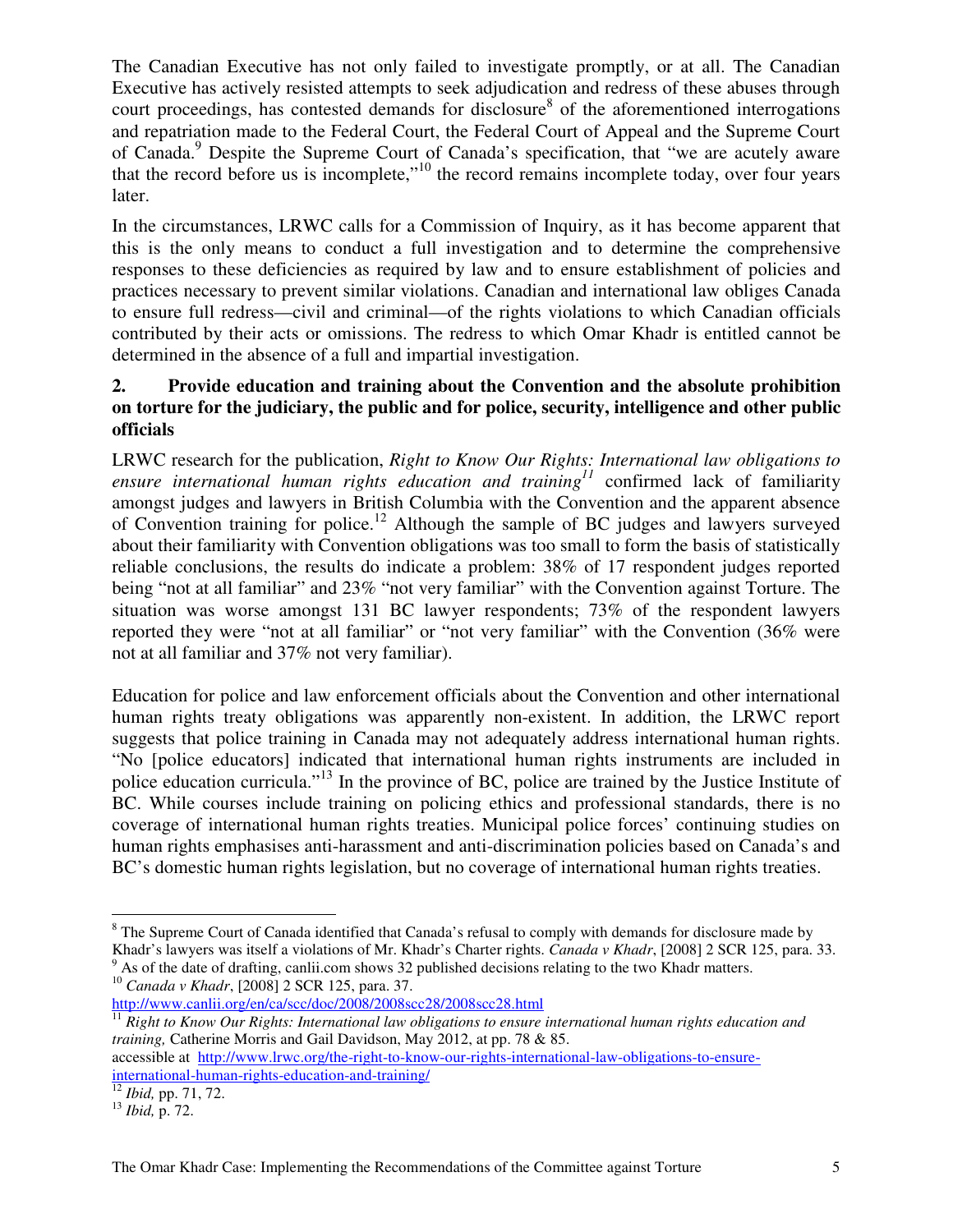The Canadian Executive has not only failed to investigate promptly, or at all. The Canadian Executive has actively resisted attempts to seek adjudication and redress of these abuses through court proceedings, has contested demands for disclosure[8] of the aforementioned interrogations and repatriation made to the Federal Court, the Federal Court of Appeal and the Supreme Court of Canada.[9] Despite the Supreme Court of Canada's specification, that "we are acutely aware that the record before us is incomplete,"[10] the record remains incomplete today, over four years later.

In the circumstances, LRWC calls for a Commission of Inquiry, as it has become apparent that this is the only means to conduct a full investigation and to determine the comprehensive responses to these deficiencies as required by law and to ensure establishment of policies and practices necessary to prevent similar violations. Canadian and international law obliges Canada to ensure full redress—civil and criminal—of the rights violations to which Canadian officials contributed by their acts or omissions. The redress to which Omar Khadr is entitled cannot be determined in the absence of a full and impartial investigation.

### 2. Provide education and training about the Convention and the absolute prohibition on torture for the judiciary, the public and for police, security, intelligence and other public officials

LRWC research for the publication, *Right to Know Our Rights: International law obligations to ensure international human rights education and training*[11] confirmed lack of familiarity amongst judges and lawyers in British Columbia with the Convention and the apparent absence of Convention training for police.[12] Although the sample of BC judges and lawyers surveyed about their familiarity with Convention obligations was too small to form the basis of statistically reliable conclusions, the results do indicate a problem: 38% of 17 respondent judges reported being "not at all familiar" and 23% "not very familiar" with the Convention against Torture. The situation was worse amongst 131 BC lawyer respondents; 73% of the respondent lawyers reported they were "not at all familiar" or "not very familiar" with the Convention (36% were not at all familiar and 37% not very familiar).

Education for police and law enforcement officials about the Convention and other international human rights treaty obligations was apparently non-existent. In addition, the LRWC report suggests that police training in Canada may not adequately address international human rights. "No [police educators] indicated that international human rights instruments are included in police education curricula."[13] In the province of BC, police are trained by the Justice Institute of BC. While courses include training on policing ethics and professional standards, there is no coverage of international human rights treaties. Municipal police forces' continuing studies on human rights emphasises anti-harassment and anti-discrimination policies based on Canada's and BC's domestic human rights legislation, but no coverage of international human rights treaties.

---

[8] The Supreme Court of Canada identified that Canada's refusal to comply with demands for disclosure made by Khadr's lawyers was itself a violations of Mr. Khadr's Charter rights. *Canada v Khadr*, [2008] 2 SCR 125, para. 33.

[9] As of the date of drafting, canlii.com shows 32 published decisions relating to the two Khadr matters.

[10] *Canada v Khadr*, [2008] 2 SCR 125, para. 37. http://www.canlii.org/en/ca/scc/doc/2008/2008scc28/2008scc28.html

[11] *Right to Know Our Rights: International law obligations to ensure international human rights education and training,* Catherine Morris and Gail Davidson, May 2012, at pp. 78 & 85. accessible at http://www.lrwc.org/the-right-to-know-our-rights-international-law-obligations-to-ensure-international-human-rights-education-and-training/

[12] *Ibid,* pp. 71, 72.

[13] *Ibid,* p. 72.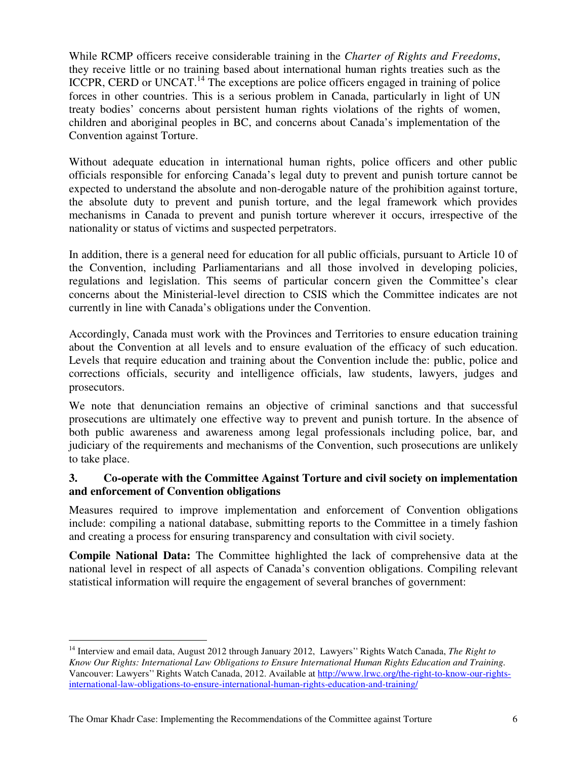While RCMP officers receive considerable training in the *Charter of Rights and Freedoms*, they receive little or no training based about international human rights treaties such as the ICCPR, CERD or UNCAT.[14] The exceptions are police officers engaged in training of police forces in other countries. This is a serious problem in Canada, particularly in light of UN treaty bodies' concerns about persistent human rights violations of the rights of women, children and aboriginal peoples in BC, and concerns about Canada's implementation of the Convention against Torture.

Without adequate education in international human rights, police officers and other public officials responsible for enforcing Canada's legal duty to prevent and punish torture cannot be expected to understand the absolute and non-derogable nature of the prohibition against torture, the absolute duty to prevent and punish torture, and the legal framework which provides mechanisms in Canada to prevent and punish torture wherever it occurs, irrespective of the nationality or status of victims and suspected perpetrators.

In addition, there is a general need for education for all public officials, pursuant to Article 10 of the Convention, including Parliamentarians and all those involved in developing policies, regulations and legislation. This seems of particular concern given the Committee's clear concerns about the Ministerial-level direction to CSIS which the Committee indicates are not currently in line with Canada's obligations under the Convention.

Accordingly, Canada must work with the Provinces and Territories to ensure education training about the Convention at all levels and to ensure evaluation of the efficacy of such education. Levels that require education and training about the Convention include the: public, police and corrections officials, security and intelligence officials, law students, lawyers, judges and prosecutors.

We note that denunciation remains an objective of criminal sanctions and that successful prosecutions are ultimately one effective way to prevent and punish torture. In the absence of both public awareness and awareness among legal professionals including police, bar, and judiciary of the requirements and mechanisms of the Convention, such prosecutions are unlikely to take place.

### 3. Co-operate with the Committee Against Torture and civil society on implementation and enforcement of Convention obligations

Measures required to improve implementation and enforcement of Convention obligations include: compiling a national database, submitting reports to the Committee in a timely fashion and creating a process for ensuring transparency and consultation with civil society.

**Compile National Data:** The Committee highlighted the lack of comprehensive data at the national level in respect of all aspects of Canada's convention obligations. Compiling relevant statistical information will require the engagement of several branches of government:

---

[14] Interview and email data, August 2012 through January 2012, Lawyers'' Rights Watch Canada, *The Right to Know Our Rights: International Law Obligations to Ensure International Human Rights Education and Training*. Vancouver: Lawyers'' Rights Watch Canada, 2012. Available at [http://www.lrwc.org/the-right-to-know-our-rights-international-law-obligations-to-ensure-international-human-rights-education-and-training/](http://www.lrwc.org/the-right-to-know-our-rights-international-law-obligations-to-ensure-international-human-rights-education-and-training/)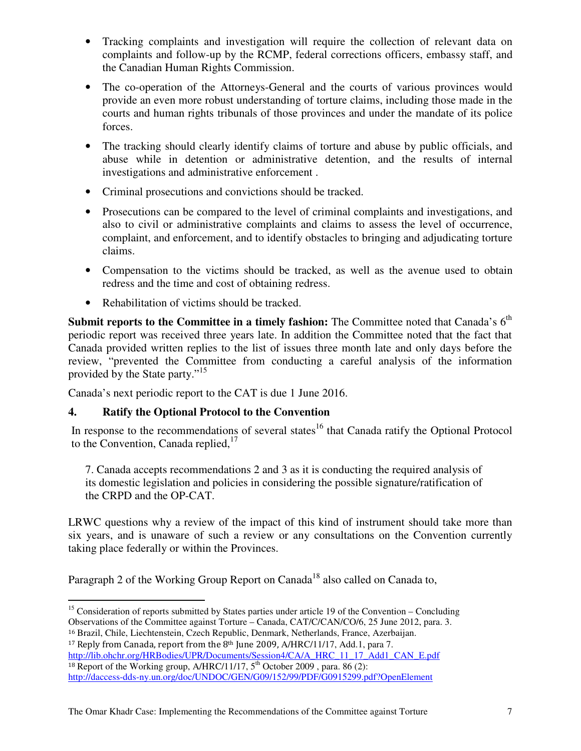- Tracking complaints and investigation will require the collection of relevant data on complaints and follow-up by the RCMP, federal corrections officers, embassy staff, and the Canadian Human Rights Commission.
- The co-operation of the Attorneys-General and the courts of various provinces would provide an even more robust understanding of torture claims, including those made in the courts and human rights tribunals of those provinces and under the mandate of its police forces.
- The tracking should clearly identify claims of torture and abuse by public officials, and abuse while in detention or administrative detention, and the results of internal investigations and administrative enforcement .
- Criminal prosecutions and convictions should be tracked.
- Prosecutions can be compared to the level of criminal complaints and investigations, and also to civil or administrative complaints and claims to assess the level of occurrence, complaint, and enforcement, and to identify obstacles to bringing and adjudicating torture claims.
- Compensation to the victims should be tracked, as well as the avenue used to obtain redress and the time and cost of obtaining redress.
- Rehabilitation of victims should be tracked.

**Submit reports to the Committee in a timely fashion:** The Committee noted that Canada's 6th periodic report was received three years late. In addition the Committee noted that the fact that Canada provided written replies to the list of issues three month late and only days before the review, "prevented the Committee from conducting a careful analysis of the information provided by the State party."[15]

Canada's next periodic report to the CAT is due 1 June 2016.

## 4. Ratify the Optional Protocol to the Convention

In response to the recommendations of several states[16] that Canada ratify the Optional Protocol to the Convention, Canada replied,[17]

> 7. Canada accepts recommendations 2 and 3 as it is conducting the required analysis of its domestic legislation and policies in considering the possible signature/ratification of the CRPD and the OP-CAT.

LRWC questions why a review of the impact of this kind of instrument should take more than six years, and is unaware of such a review or any consultations on the Convention currently taking place federally or within the Provinces.

Paragraph 2 of the Working Group Report on Canada[18] also called on Canada to,

---

[15] Consideration of reports submitted by States parties under article 19 of the Convention – Concluding Observations of the Committee against Torture – Canada, CAT/C/CAN/CO/6, 25 June 2012, para. 3.

[16] Brazil, Chile, Liechtenstein, Czech Republic, Denmark, Netherlands, France, Azerbaijan.

[17] Reply from Canada, report from the 8th June 2009, A/HRC/11/17, Add.1, para 7. http://lib.ohchr.org/HRBodies/UPR/Documents/Session4/CA/A_HRC_11_17_Add1_CAN_E.pdf

[18] Report of the Working group, A/HRC/11/17, 5th October 2009 , para. 86 (2): http://daccess-dds-ny.un.org/doc/UNDOC/GEN/G09/152/99/PDF/G0915299.pdf?OpenElement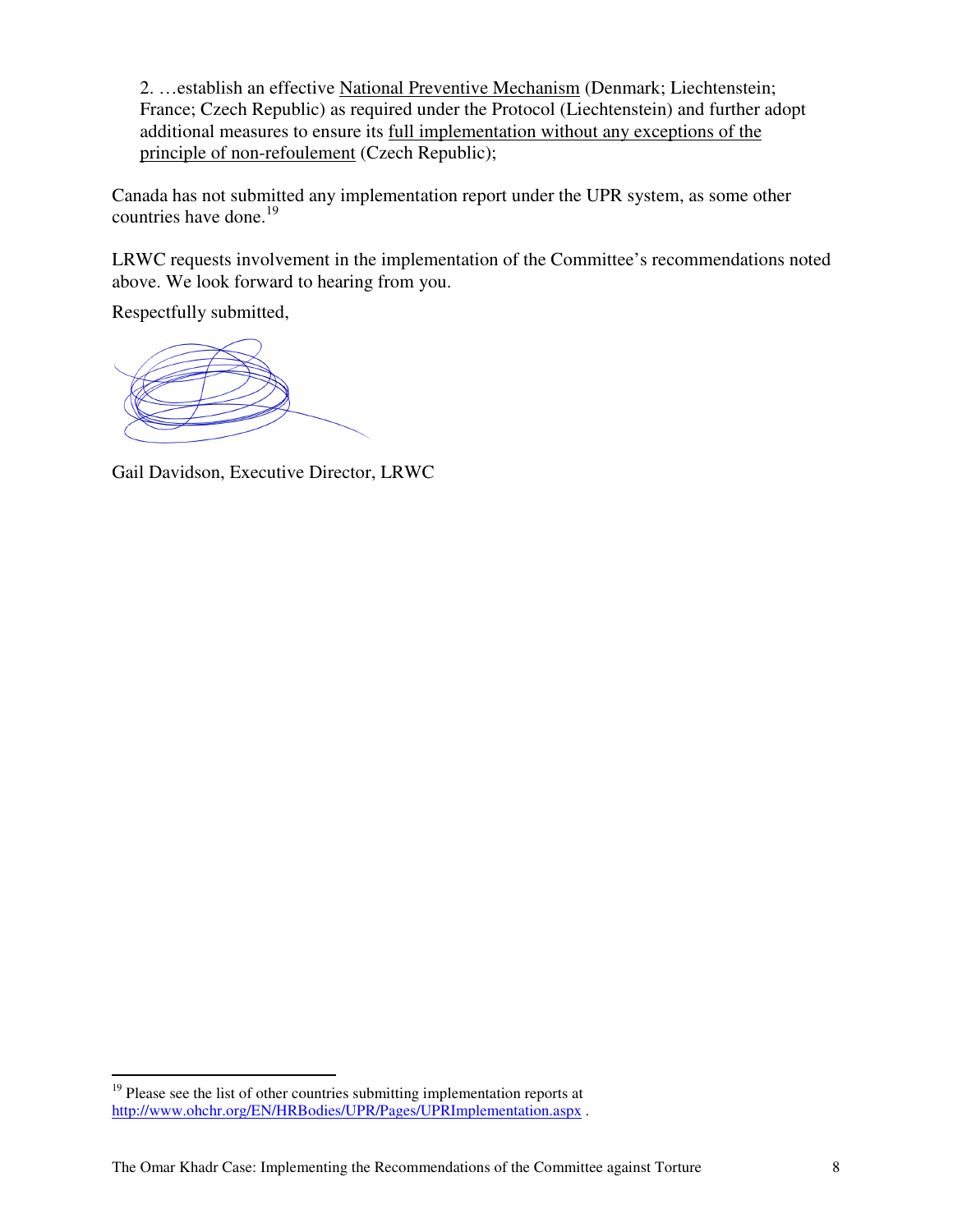2. …establish an effective National Preventive Mechanism (Denmark; Liechtenstein; France; Czech Republic) as required under the Protocol (Liechtenstein) and further adopt additional measures to ensure its full implementation without any exceptions of the principle of non-refoulement (Czech Republic);

Canada has not submitted any implementation report under the UPR system, as some other countries have done.[19]

LRWC requests involvement in the implementation of the Committee's recommendations noted above. We look forward to hearing from you.

Respectfully submitted,

Gail Davidson, Executive Director, LRWC

---

[19] Please see the list of other countries submitting implementation reports at http://www.ohchr.org/EN/HRBodies/UPR/Pages/UPRImplementation.aspx .